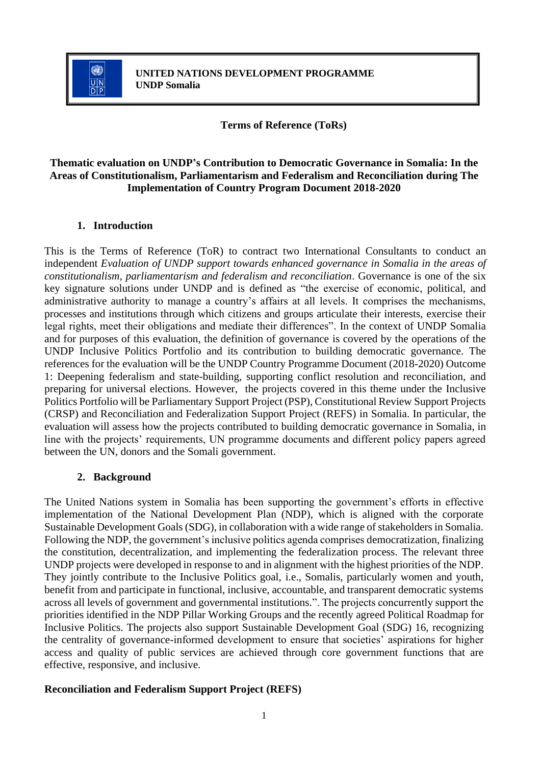**UNITED NATIONS DEVELOPMENT PROGRAMME**
**UNDP Somalia**

**Terms of Reference (ToRs)**

# Thematic evaluation on UNDP's Contribution to Democratic Governance in Somalia: In the Areas of Constitutionalism, Parliamentarism and Federalism and Reconciliation during The Implementation of Country Program Document 2018-2020

## 1. Introduction

This is the Terms of Reference (ToR) to contract two International Consultants to conduct an independent *Evaluation of UNDP support towards enhanced governance in Somalia in the areas of constitutionalism, parliamentarism and federalism and reconciliation*. Governance is one of the six key signature solutions under UNDP and is defined as "the exercise of economic, political, and administrative authority to manage a country's affairs at all levels. It comprises the mechanisms, processes and institutions through which citizens and groups articulate their interests, exercise their legal rights, meet their obligations and mediate their differences". In the context of UNDP Somalia and for purposes of this evaluation, the definition of governance is covered by the operations of the UNDP Inclusive Politics Portfolio and its contribution to building democratic governance. The references for the evaluation will be the UNDP Country Programme Document (2018-2020) Outcome 1: Deepening federalism and state-building, supporting conflict resolution and reconciliation, and preparing for universal elections. However, the projects covered in this theme under the Inclusive Politics Portfolio will be Parliamentary Support Project (PSP), Constitutional Review Support Projects (CRSP) and Reconciliation and Federalization Support Project (REFS) in Somalia. In particular, the evaluation will assess how the projects contributed to building democratic governance in Somalia, in line with the projects' requirements, UN programme documents and different policy papers agreed between the UN, donors and the Somali government.

## 2. Background

The United Nations system in Somalia has been supporting the government's efforts in effective implementation of the National Development Plan (NDP), which is aligned with the corporate Sustainable Development Goals (SDG), in collaboration with a wide range of stakeholders in Somalia. Following the NDP, the government's inclusive politics agenda comprises democratization, finalizing the constitution, decentralization, and implementing the federalization process. The relevant three UNDP projects were developed in response to and in alignment with the highest priorities of the NDP. They jointly contribute to the Inclusive Politics goal, i.e., Somalis, particularly women and youth, benefit from and participate in functional, inclusive, accountable, and transparent democratic systems across all levels of government and governmental institutions.". The projects concurrently support the priorities identified in the NDP Pillar Working Groups and the recently agreed Political Roadmap for Inclusive Politics. The projects also support Sustainable Development Goal (SDG) 16, recognizing the centrality of governance-informed development to ensure that societies' aspirations for higher access and quality of public services are achieved through core government functions that are effective, responsive, and inclusive.

### Reconciliation and Federalism Support Project (REFS)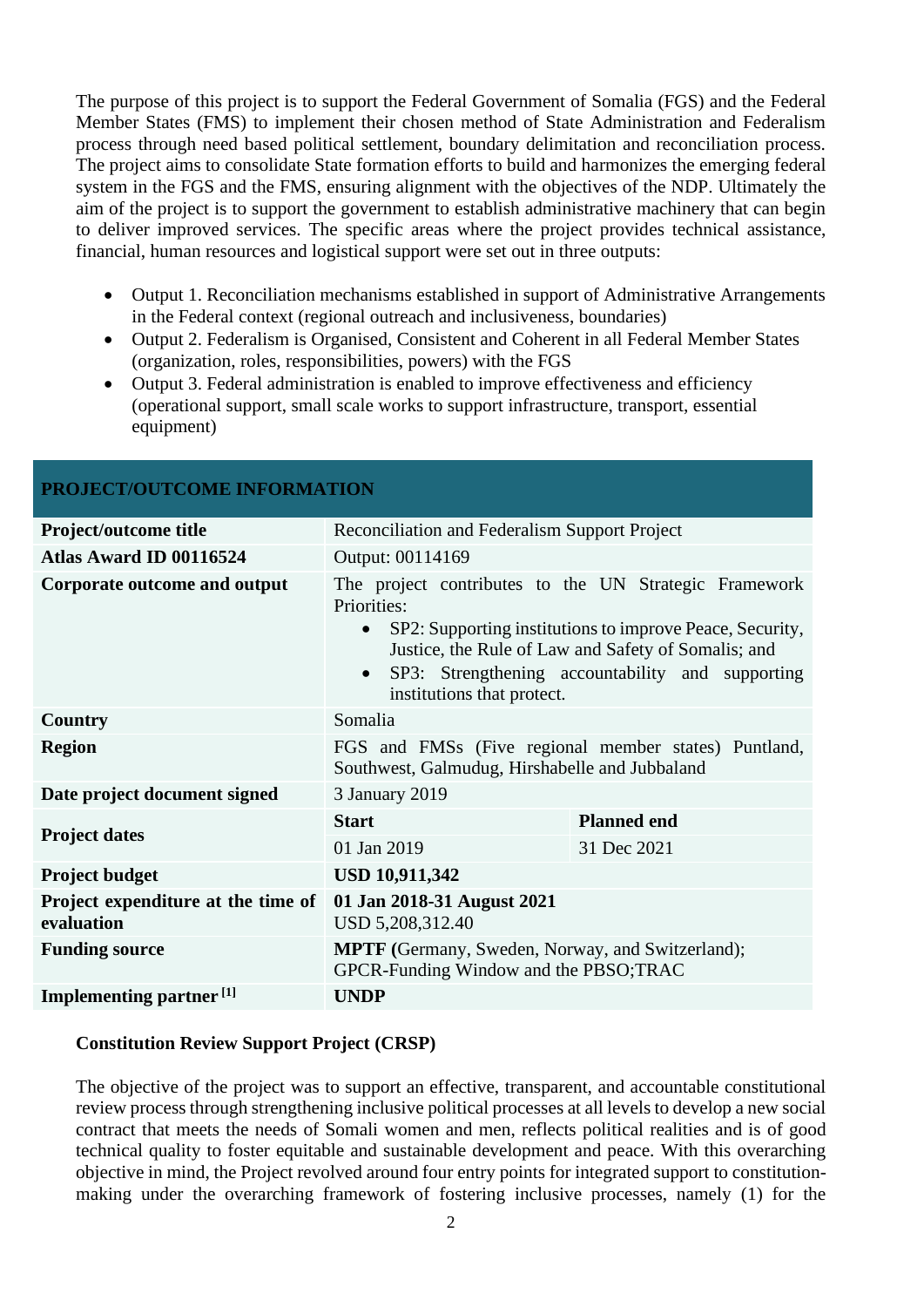The purpose of this project is to support the Federal Government of Somalia (FGS) and the Federal Member States (FMS) to implement their chosen method of State Administration and Federalism process through need based political settlement, boundary delimitation and reconciliation process. The project aims to consolidate State formation efforts to build and harmonizes the emerging federal system in the FGS and the FMS, ensuring alignment with the objectives of the NDP. Ultimately the aim of the project is to support the government to establish administrative machinery that can begin to deliver improved services. The specific areas where the project provides technical assistance, financial, human resources and logistical support were set out in three outputs:

- Output 1. Reconciliation mechanisms established in support of Administrative Arrangements in the Federal context (regional outreach and inclusiveness, boundaries)
- Output 2. Federalism is Organised, Consistent and Coherent in all Federal Member States (organization, roles, responsibilities, powers) with the FGS
- Output 3. Federal administration is enabled to improve effectiveness and efficiency (operational support, small scale works to support infrastructure, transport, essential equipment)

| **PROJECT/OUTCOME INFORMATION** | | |
|---|---|---|
| **Project/outcome title** | Reconciliation and Federalism Support Project | |
| **Atlas Award ID 00116524** | Output: 00114169 | |
| **Corporate outcome and output** | The project contributes to the UN Strategic Framework Priorities:<br>• SP2: Supporting institutions to improve Peace, Security, Justice, the Rule of Law and Safety of Somalis; and<br>• SP3: Strengthening accountability and supporting institutions that protect. | |
| **Country** | Somalia | |
| **Region** | FGS and FMSs (Five regional member states) Puntland, Southwest, Galmudug, Hirshabelle and Jubbaland | |
| **Date project document signed** | 3 January 2019 | |
| **Project dates** | **Start** | **Planned end** |
| | 01 Jan 2019 | 31 Dec 2021 |
| **Project budget** | **USD 10,911,342** | |
| **Project expenditure at the time of evaluation** | **01 Jan 2018-31 August 2021**<br>USD 5,208,312.40 | |
| **Funding source** | **MPTF (**Germany, Sweden, Norway, and Switzerland); GPCR-Funding Window and the PBSO;TRAC | |
| **Implementing partner** [1] | **UNDP** | |

**Constitution Review Support Project (CRSP)**

The objective of the project was to support an effective, transparent, and accountable constitutional review process through strengthening inclusive political processes at all levels to develop a new social contract that meets the needs of Somali women and men, reflects political realities and is of good technical quality to foster equitable and sustainable development and peace. With this overarching objective in mind, the Project revolved around four entry points for integrated support to constitution-making under the overarching framework of fostering inclusive processes, namely (1) for the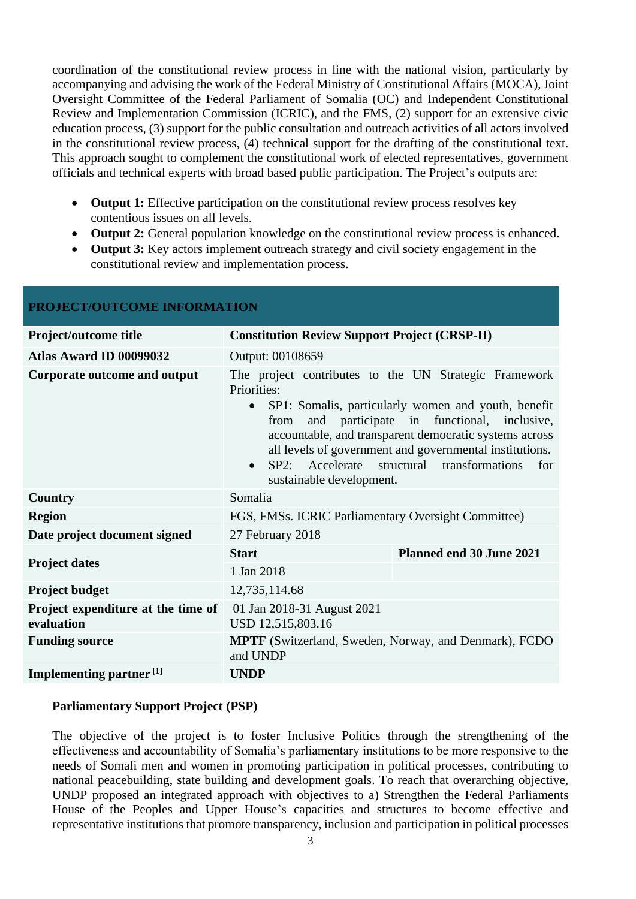coordination of the constitutional review process in line with the national vision, particularly by accompanying and advising the work of the Federal Ministry of Constitutional Affairs (MOCA), Joint Oversight Committee of the Federal Parliament of Somalia (OC) and Independent Constitutional Review and Implementation Commission (ICRIC), and the FMS, (2) support for an extensive civic education process, (3) support for the public consultation and outreach activities of all actors involved in the constitutional review process, (4) technical support for the drafting of the constitutional text. This approach sought to complement the constitutional work of elected representatives, government officials and technical experts with broad based public participation. The Project's outputs are:

- **Output 1:** Effective participation on the constitutional review process resolves key contentious issues on all levels.
- **Output 2:** General population knowledge on the constitutional review process is enhanced.
- **Output 3:** Key actors implement outreach strategy and civil society engagement in the constitutional review and implementation process.

| PROJECT/OUTCOME INFORMATION | | |
|---|---|---|
| **Project/outcome title** | **Constitution Review Support Project (CRSP-II)** | |
| **Atlas Award ID 00099032** | Output: 00108659 | |
| **Corporate outcome and output** | The project contributes to the UN Strategic Framework Priorities:<br>• SP1: Somalis, particularly women and youth, benefit from and participate in functional, inclusive, accountable, and transparent democratic systems across all levels of government and governmental institutions.<br>• SP2: Accelerate structural transformations for sustainable development. | |
| **Country** | Somalia | |
| **Region** | FGS, FMSs. ICRIC Parliamentary Oversight Committee) | |
| **Date project document signed** | 27 February 2018 | |
| **Project dates** | **Start** | **Planned end 30 June 2021** |
| | 1 Jan 2018 | |
| **Project budget** | 12,735,114.68 | |
| **Project expenditure at the time of evaluation** | 01 Jan 2018-31 August 2021<br>USD 12,515,803.16 | |
| **Funding source** | **MPTF** (Switzerland, Sweden, Norway, and Denmark), FCDO and UNDP | |
| **Implementing partner [1]** | **UNDP** | |

**Parliamentary Support Project (PSP)**

The objective of the project is to foster Inclusive Politics through the strengthening of the effectiveness and accountability of Somalia's parliamentary institutions to be more responsive to the needs of Somali men and women in promoting participation in political processes, contributing to national peacebuilding, state building and development goals. To reach that overarching objective, UNDP proposed an integrated approach with objectives to a) Strengthen the Federal Parliaments House of the Peoples and Upper House's capacities and structures to become effective and representative institutions that promote transparency, inclusion and participation in political processes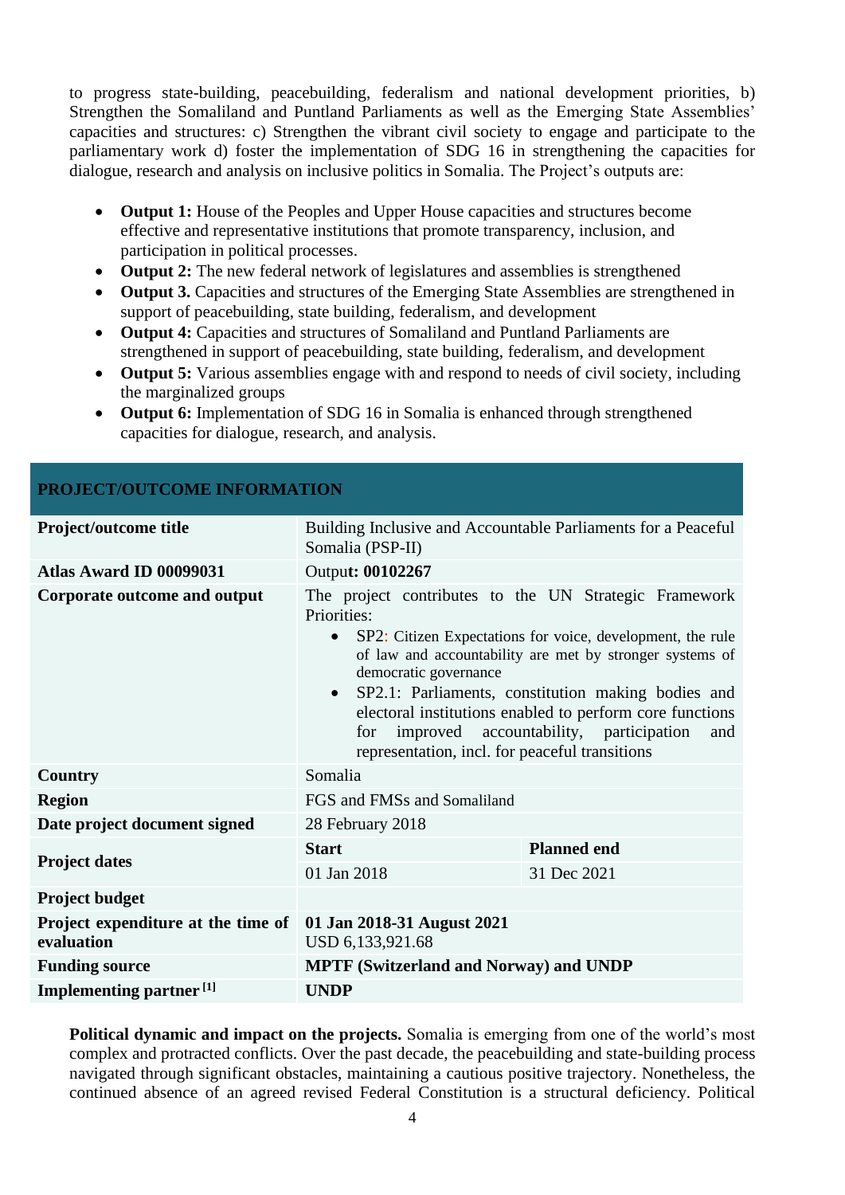to progress state-building, peacebuilding, federalism and national development priorities, b) Strengthen the Somaliland and Puntland Parliaments as well as the Emerging State Assemblies' capacities and structures: c) Strengthen the vibrant civil society to engage and participate to the parliamentary work d) foster the implementation of SDG 16 in strengthening the capacities for dialogue, research and analysis on inclusive politics in Somalia. The Project's outputs are:

- **Output 1:** House of the Peoples and Upper House capacities and structures become effective and representative institutions that promote transparency, inclusion, and participation in political processes.
- **Output 2:** The new federal network of legislatures and assemblies is strengthened
- **Output 3.** Capacities and structures of the Emerging State Assemblies are strengthened in support of peacebuilding, state building, federalism, and development
- **Output 4:** Capacities and structures of Somaliland and Puntland Parliaments are strengthened in support of peacebuilding, state building, federalism, and development
- **Output 5:** Various assemblies engage with and respond to needs of civil society, including the marginalized groups
- **Output 6:** Implementation of SDG 16 in Somalia is enhanced through strengthened capacities for dialogue, research, and analysis.

| **PROJECT/OUTCOME INFORMATION** | | |
|---|---|---|
| **Project/outcome title** | Building Inclusive and Accountable Parliaments for a Peaceful Somalia (PSP-II) | |
| **Atlas Award ID 00099031** | Output**: 00102267** | |
| **Corporate outcome and output** | The project contributes to the UN Strategic Framework Priorities:<br>• SP2: Citizen Expectations for voice, development, the rule of law and accountability are met by stronger systems of democratic governance<br>• SP2.1: Parliaments, constitution making bodies and electoral institutions enabled to perform core functions for improved accountability, participation and representation, incl. for peaceful transitions | |
| **Country** | Somalia | |
| **Region** | FGS and FMSs and Somaliland | |
| **Date project document signed** | 28 February 2018 | |
| **Project dates** | **Start** | **Planned end** |
| | 01 Jan 2018 | 31 Dec 2021 |
| **Project budget** | | |
| **Project expenditure at the time of evaluation** | **01 Jan 2018-31 August 2021**<br>USD 6,133,921.68 | |
| **Funding source** | **MPTF (Switzerland and Norway) and UNDP** | |
| **Implementing partner [1]** | **UNDP** | |

**Political dynamic and impact on the projects.** Somalia is emerging from one of the world's most complex and protracted conflicts. Over the past decade, the peacebuilding and state-building process navigated through significant obstacles, maintaining a cautious positive trajectory. Nonetheless, the continued absence of an agreed revised Federal Constitution is a structural deficiency. Political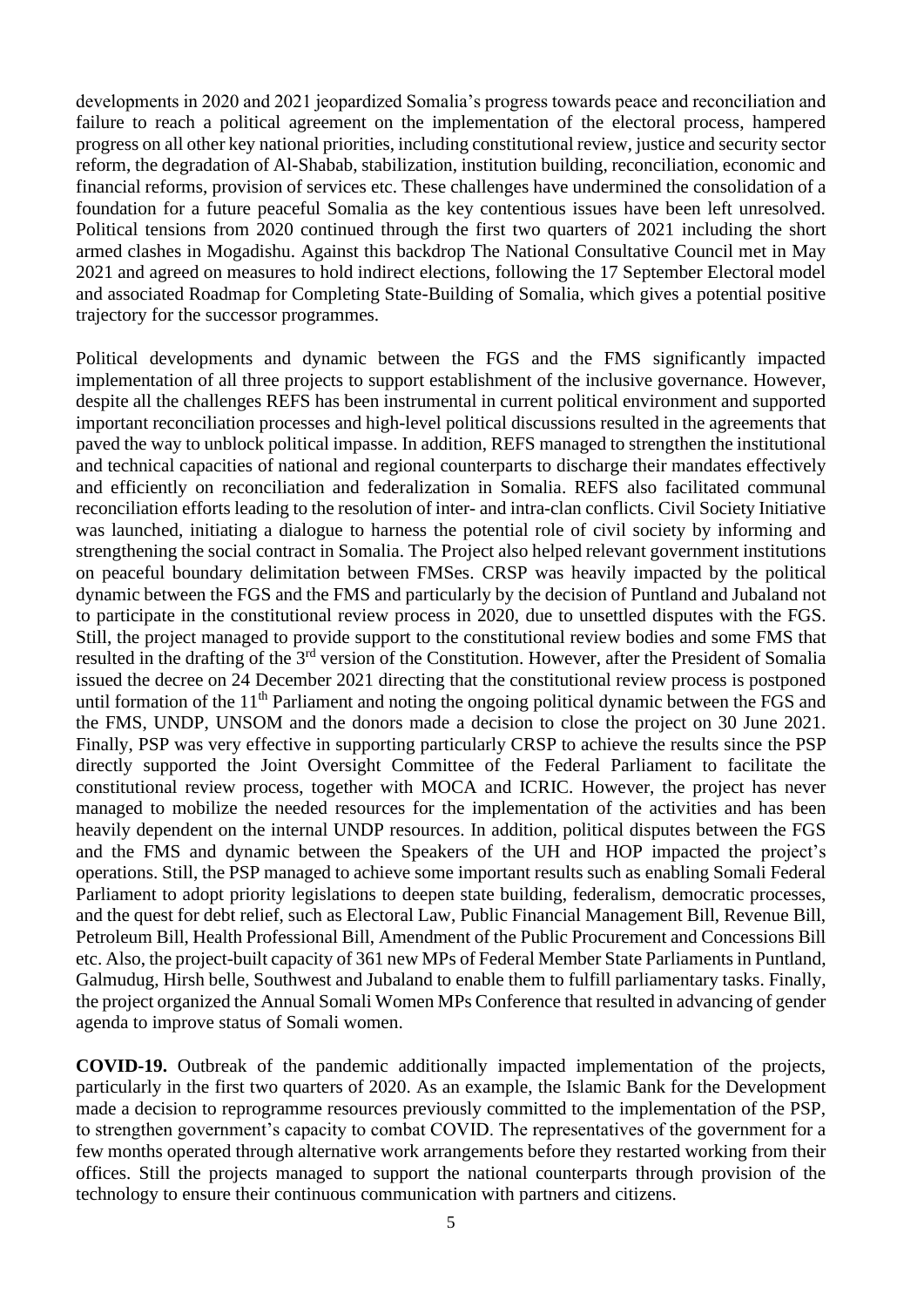developments in 2020 and 2021 jeopardized Somalia's progress towards peace and reconciliation and failure to reach a political agreement on the implementation of the electoral process, hampered progress on all other key national priorities, including constitutional review, justice and security sector reform, the degradation of Al-Shabab, stabilization, institution building, reconciliation, economic and financial reforms, provision of services etc. These challenges have undermined the consolidation of a foundation for a future peaceful Somalia as the key contentious issues have been left unresolved. Political tensions from 2020 continued through the first two quarters of 2021 including the short armed clashes in Mogadishu. Against this backdrop The National Consultative Council met in May 2021 and agreed on measures to hold indirect elections, following the 17 September Electoral model and associated Roadmap for Completing State-Building of Somalia, which gives a potential positive trajectory for the successor programmes.

Political developments and dynamic between the FGS and the FMS significantly impacted implementation of all three projects to support establishment of the inclusive governance. However, despite all the challenges REFS has been instrumental in current political environment and supported important reconciliation processes and high-level political discussions resulted in the agreements that paved the way to unblock political impasse. In addition, REFS managed to strengthen the institutional and technical capacities of national and regional counterparts to discharge their mandates effectively and efficiently on reconciliation and federalization in Somalia. REFS also facilitated communal reconciliation efforts leading to the resolution of inter- and intra-clan conflicts. Civil Society Initiative was launched, initiating a dialogue to harness the potential role of civil society by informing and strengthening the social contract in Somalia. The Project also helped relevant government institutions on peaceful boundary delimitation between FMSes. CRSP was heavily impacted by the political dynamic between the FGS and the FMS and particularly by the decision of Puntland and Jubaland not to participate in the constitutional review process in 2020, due to unsettled disputes with the FGS. Still, the project managed to provide support to the constitutional review bodies and some FMS that resulted in the drafting of the 3rd version of the Constitution. However, after the President of Somalia issued the decree on 24 December 2021 directing that the constitutional review process is postponed until formation of the 11th Parliament and noting the ongoing political dynamic between the FGS and the FMS, UNDP, UNSOM and the donors made a decision to close the project on 30 June 2021. Finally, PSP was very effective in supporting particularly CRSP to achieve the results since the PSP directly supported the Joint Oversight Committee of the Federal Parliament to facilitate the constitutional review process, together with MOCA and ICRIC. However, the project has never managed to mobilize the needed resources for the implementation of the activities and has been heavily dependent on the internal UNDP resources. In addition, political disputes between the FGS and the FMS and dynamic between the Speakers of the UH and HOP impacted the project's operations. Still, the PSP managed to achieve some important results such as enabling Somali Federal Parliament to adopt priority legislations to deepen state building, federalism, democratic processes, and the quest for debt relief, such as Electoral Law, Public Financial Management Bill, Revenue Bill, Petroleum Bill, Health Professional Bill, Amendment of the Public Procurement and Concessions Bill etc. Also, the project-built capacity of 361 new MPs of Federal Member State Parliaments in Puntland, Galmudug, Hirsh belle, Southwest and Jubaland to enable them to fulfill parliamentary tasks. Finally, the project organized the Annual Somali Women MPs Conference that resulted in advancing of gender agenda to improve status of Somali women.

**COVID-19.** Outbreak of the pandemic additionally impacted implementation of the projects, particularly in the first two quarters of 2020. As an example, the Islamic Bank for the Development made a decision to reprogramme resources previously committed to the implementation of the PSP, to strengthen government's capacity to combat COVID. The representatives of the government for a few months operated through alternative work arrangements before they restarted working from their offices. Still the projects managed to support the national counterparts through provision of the technology to ensure their continuous communication with partners and citizens.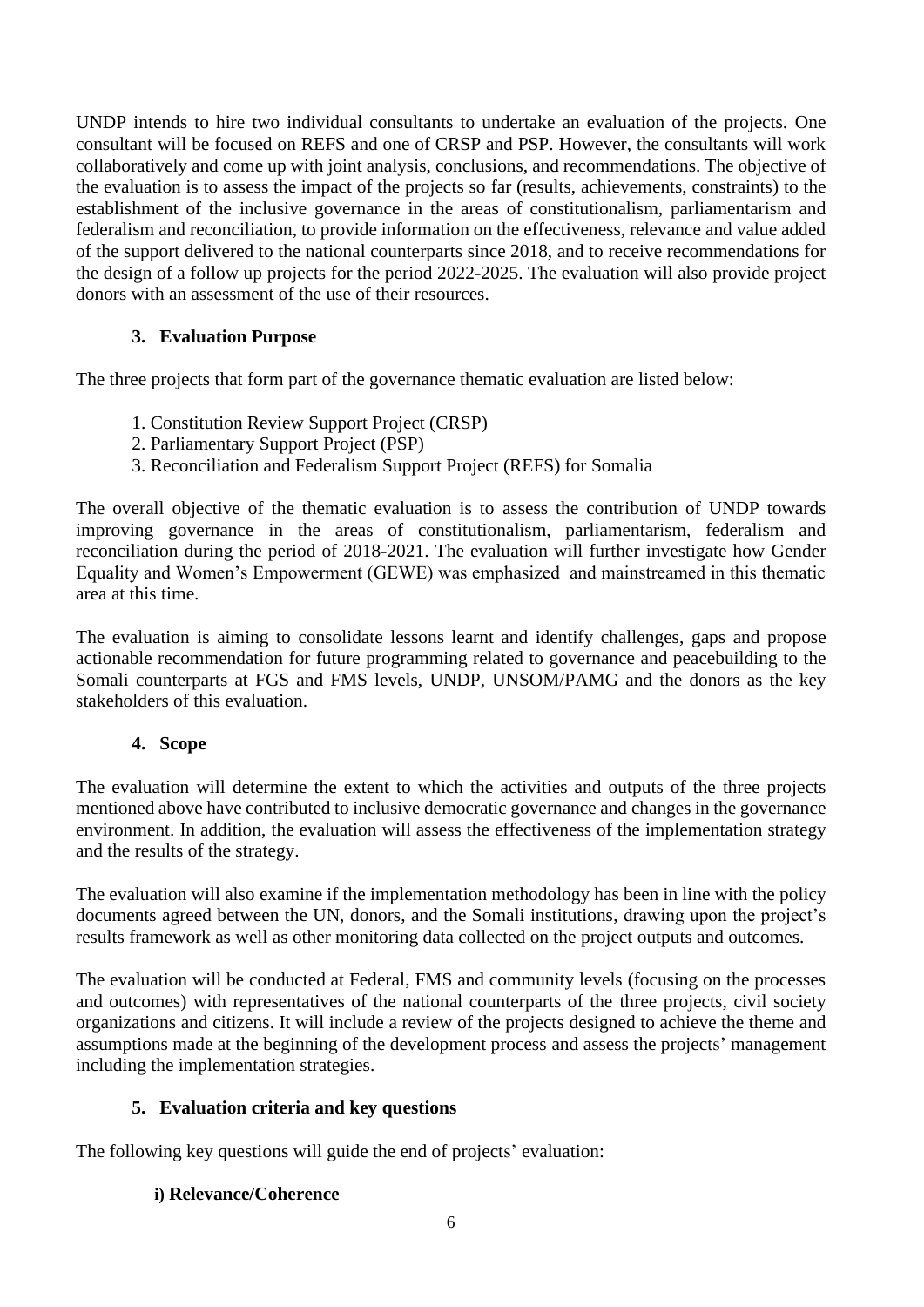UNDP intends to hire two individual consultants to undertake an evaluation of the projects. One consultant will be focused on REFS and one of CRSP and PSP. However, the consultants will work collaboratively and come up with joint analysis, conclusions, and recommendations. The objective of the evaluation is to assess the impact of the projects so far (results, achievements, constraints) to the establishment of the inclusive governance in the areas of constitutionalism, parliamentarism and federalism and reconciliation, to provide information on the effectiveness, relevance and value added of the support delivered to the national counterparts since 2018, and to receive recommendations for the design of a follow up projects for the period 2022-2025. The evaluation will also provide project donors with an assessment of the use of their resources.

## 3. Evaluation Purpose

The three projects that form part of the governance thematic evaluation are listed below:

1. Constitution Review Support Project (CRSP)
2. Parliamentary Support Project (PSP)
3. Reconciliation and Federalism Support Project (REFS) for Somalia

The overall objective of the thematic evaluation is to assess the contribution of UNDP towards improving governance in the areas of constitutionalism, parliamentarism, federalism and reconciliation during the period of 2018-2021. The evaluation will further investigate how Gender Equality and Women's Empowerment (GEWE) was emphasized and mainstreamed in this thematic area at this time.

The evaluation is aiming to consolidate lessons learnt and identify challenges, gaps and propose actionable recommendation for future programming related to governance and peacebuilding to the Somali counterparts at FGS and FMS levels, UNDP, UNSOM/PAMG and the donors as the key stakeholders of this evaluation.

## 4. Scope

The evaluation will determine the extent to which the activities and outputs of the three projects mentioned above have contributed to inclusive democratic governance and changes in the governance environment. In addition, the evaluation will assess the effectiveness of the implementation strategy and the results of the strategy.

The evaluation will also examine if the implementation methodology has been in line with the policy documents agreed between the UN, donors, and the Somali institutions, drawing upon the project's results framework as well as other monitoring data collected on the project outputs and outcomes.

The evaluation will be conducted at Federal, FMS and community levels (focusing on the processes and outcomes) with representatives of the national counterparts of the three projects, civil society organizations and citizens. It will include a review of the projects designed to achieve the theme and assumptions made at the beginning of the development process and assess the projects' management including the implementation strategies.

## 5. Evaluation criteria and key questions

The following key questions will guide the end of projects' evaluation:

### i) Relevance/Coherence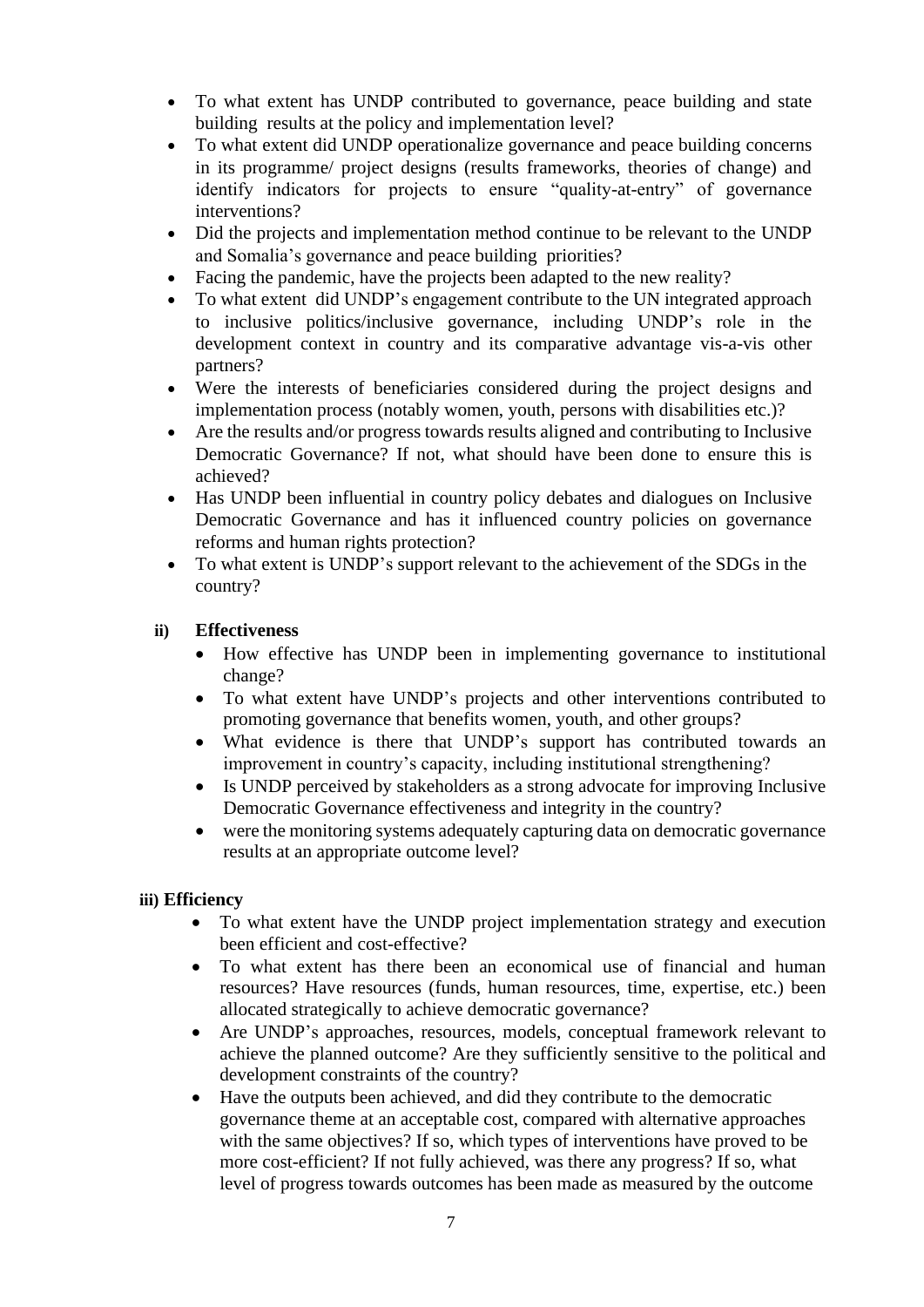- To what extent has UNDP contributed to governance, peace building and state building results at the policy and implementation level?
- To what extent did UNDP operationalize governance and peace building concerns in its programme/ project designs (results frameworks, theories of change) and identify indicators for projects to ensure "quality-at-entry" of governance interventions?
- Did the projects and implementation method continue to be relevant to the UNDP and Somalia's governance and peace building priorities?
- Facing the pandemic, have the projects been adapted to the new reality?
- To what extent did UNDP's engagement contribute to the UN integrated approach to inclusive politics/inclusive governance, including UNDP's role in the development context in country and its comparative advantage vis-a-vis other partners?
- Were the interests of beneficiaries considered during the project designs and implementation process (notably women, youth, persons with disabilities etc.)?
- Are the results and/or progress towards results aligned and contributing to Inclusive Democratic Governance? If not, what should have been done to ensure this is achieved?
- Has UNDP been influential in country policy debates and dialogues on Inclusive Democratic Governance and has it influenced country policies on governance reforms and human rights protection?
- To what extent is UNDP's support relevant to the achievement of the SDGs in the country?

**ii) Effectiveness**

- How effective has UNDP been in implementing governance to institutional change?
- To what extent have UNDP's projects and other interventions contributed to promoting governance that benefits women, youth, and other groups?
- What evidence is there that UNDP's support has contributed towards an improvement in country's capacity, including institutional strengthening?
- Is UNDP perceived by stakeholders as a strong advocate for improving Inclusive Democratic Governance effectiveness and integrity in the country?
- were the monitoring systems adequately capturing data on democratic governance results at an appropriate outcome level?

**iii) Efficiency**

- To what extent have the UNDP project implementation strategy and execution been efficient and cost-effective?
- To what extent has there been an economical use of financial and human resources? Have resources (funds, human resources, time, expertise, etc.) been allocated strategically to achieve democratic governance?
- Are UNDP's approaches, resources, models, conceptual framework relevant to achieve the planned outcome? Are they sufficiently sensitive to the political and development constraints of the country?
- Have the outputs been achieved, and did they contribute to the democratic governance theme at an acceptable cost, compared with alternative approaches with the same objectives? If so, which types of interventions have proved to be more cost-efficient? If not fully achieved, was there any progress? If so, what level of progress towards outcomes has been made as measured by the outcome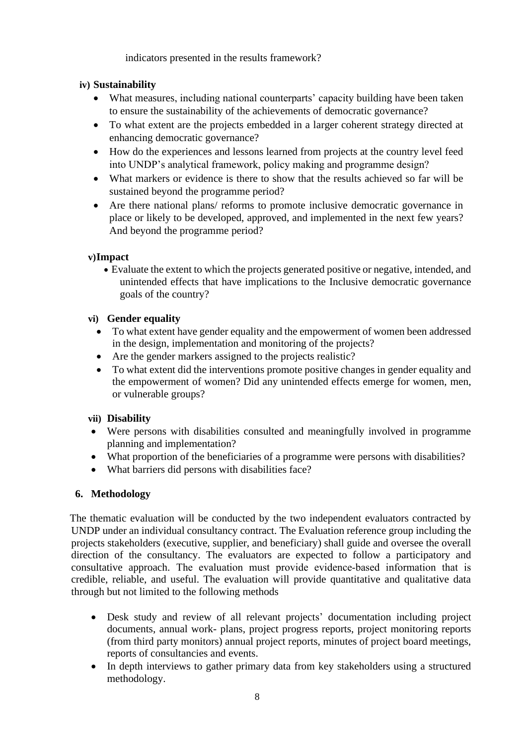indicators presented in the results framework?

**iv) Sustainability**

- What measures, including national counterparts' capacity building have been taken to ensure the sustainability of the achievements of democratic governance?
- To what extent are the projects embedded in a larger coherent strategy directed at enhancing democratic governance?
- How do the experiences and lessons learned from projects at the country level feed into UNDP's analytical framework, policy making and programme design?
- What markers or evidence is there to show that the results achieved so far will be sustained beyond the programme period?
- Are there national plans/ reforms to promote inclusive democratic governance in place or likely to be developed, approved, and implemented in the next few years? And beyond the programme period?

**v) Impact**

- Evaluate the extent to which the projects generated positive or negative, intended, and unintended effects that have implications to the Inclusive democratic governance goals of the country?

**vi) Gender equality**

- To what extent have gender equality and the empowerment of women been addressed in the design, implementation and monitoring of the projects?
- Are the gender markers assigned to the projects realistic?
- To what extent did the interventions promote positive changes in gender equality and the empowerment of women? Did any unintended effects emerge for women, men, or vulnerable groups?

**vii) Disability**

- Were persons with disabilities consulted and meaningfully involved in programme planning and implementation?
- What proportion of the beneficiaries of a programme were persons with disabilities?
- What barriers did persons with disabilities face?

## 6. Methodology

The thematic evaluation will be conducted by the two independent evaluators contracted by UNDP under an individual consultancy contract. The Evaluation reference group including the projects stakeholders (executive, supplier, and beneficiary) shall guide and oversee the overall direction of the consultancy. The evaluators are expected to follow a participatory and consultative approach. The evaluation must provide evidence-based information that is credible, reliable, and useful. The evaluation will provide quantitative and qualitative data through but not limited to the following methods

- Desk study and review of all relevant projects' documentation including project documents, annual work- plans, project progress reports, project monitoring reports (from third party monitors) annual project reports, minutes of project board meetings, reports of consultancies and events.
- In depth interviews to gather primary data from key stakeholders using a structured methodology.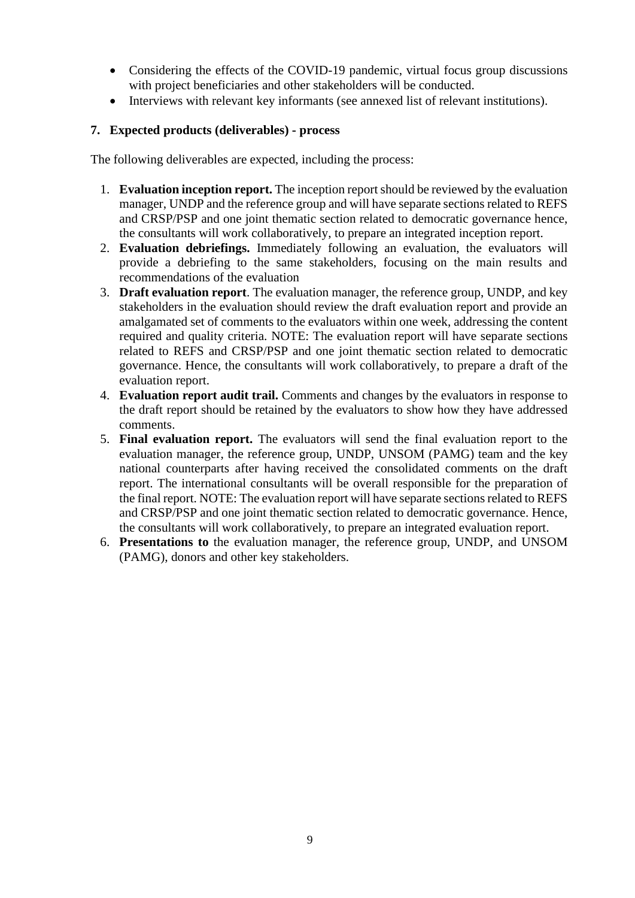- Considering the effects of the COVID-19 pandemic, virtual focus group discussions with project beneficiaries and other stakeholders will be conducted.
- Interviews with relevant key informants (see annexed list of relevant institutions).

## 7. Expected products (deliverables) - process

The following deliverables are expected, including the process:

1. **Evaluation inception report.** The inception report should be reviewed by the evaluation manager, UNDP and the reference group and will have separate sections related to REFS and CRSP/PSP and one joint thematic section related to democratic governance hence, the consultants will work collaboratively, to prepare an integrated inception report.
2. **Evaluation debriefings.** Immediately following an evaluation, the evaluators will provide a debriefing to the same stakeholders, focusing on the main results and recommendations of the evaluation
3. **Draft evaluation report**. The evaluation manager, the reference group, UNDP, and key stakeholders in the evaluation should review the draft evaluation report and provide an amalgamated set of comments to the evaluators within one week, addressing the content required and quality criteria. NOTE: The evaluation report will have separate sections related to REFS and CRSP/PSP and one joint thematic section related to democratic governance. Hence, the consultants will work collaboratively, to prepare a draft of the evaluation report.
4. **Evaluation report audit trail.** Comments and changes by the evaluators in response to the draft report should be retained by the evaluators to show how they have addressed comments.
5. **Final evaluation report.** The evaluators will send the final evaluation report to the evaluation manager, the reference group, UNDP, UNSOM (PAMG) team and the key national counterparts after having received the consolidated comments on the draft report. The international consultants will be overall responsible for the preparation of the final report. NOTE: The evaluation report will have separate sections related to REFS and CRSP/PSP and one joint thematic section related to democratic governance. Hence, the consultants will work collaboratively, to prepare an integrated evaluation report.
6. **Presentations to** the evaluation manager, the reference group, UNDP, and UNSOM (PAMG), donors and other key stakeholders.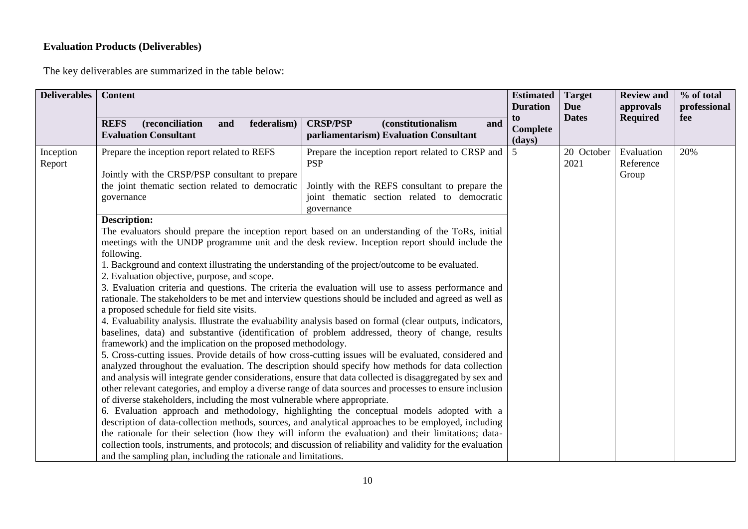**Evaluation Products (Deliverables)**

The key deliverables are summarized in the table below:

| Deliverables | Content | | Estimated Duration to Complete (days) | Target Due Dates | Review and approvals Required | % of total professional fee |
|---|---|---|---|---|---|---|
| | **REFS (reconciliation and federalism) Evaluation Consultant** | **CRSP/PSP (constitutionalism and parliamentarism) Evaluation Consultant** | | | | |
| Inception Report | Prepare the inception report related to REFS<br><br>Jointly with the CRSP/PSP consultant to prepare the joint thematic section related to democratic governance | Prepare the inception report related to CRSP and PSP<br><br>Jointly with the REFS consultant to prepare the joint thematic section related to democratic governance | 5 | 20 October 2021 | Evaluation Reference Group | 20% |
| | **Description:**<br>The evaluators should prepare the inception report based on an understanding of the ToRs, initial meetings with the UNDP programme unit and the desk review. Inception report should include the following.<br>1. Background and context illustrating the understanding of the project/outcome to be evaluated.<br>2. Evaluation objective, purpose, and scope.<br>3. Evaluation criteria and questions. The criteria the evaluation will use to assess performance and rationale. The stakeholders to be met and interview questions should be included and agreed as well as a proposed schedule for field site visits.<br>4. Evaluability analysis. Illustrate the evaluability analysis based on formal (clear outputs, indicators, baselines, data) and substantive (identification of problem addressed, theory of change, results framework) and the implication on the proposed methodology.<br>5. Cross-cutting issues. Provide details of how cross-cutting issues will be evaluated, considered and analyzed throughout the evaluation. The description should specify how methods for data collection and analysis will integrate gender considerations, ensure that data collected is disaggregated by sex and other relevant categories, and employ a diverse range of data sources and processes to ensure inclusion of diverse stakeholders, including the most vulnerable where appropriate.<br>6. Evaluation approach and methodology, highlighting the conceptual models adopted with a description of data-collection methods, sources, and analytical approaches to be employed, including the rationale for their selection (how they will inform the evaluation) and their limitations; data-collection tools, instruments, and protocols; and discussion of reliability and validity for the evaluation and the sampling plan, including the rationale and limitations. | | | | | |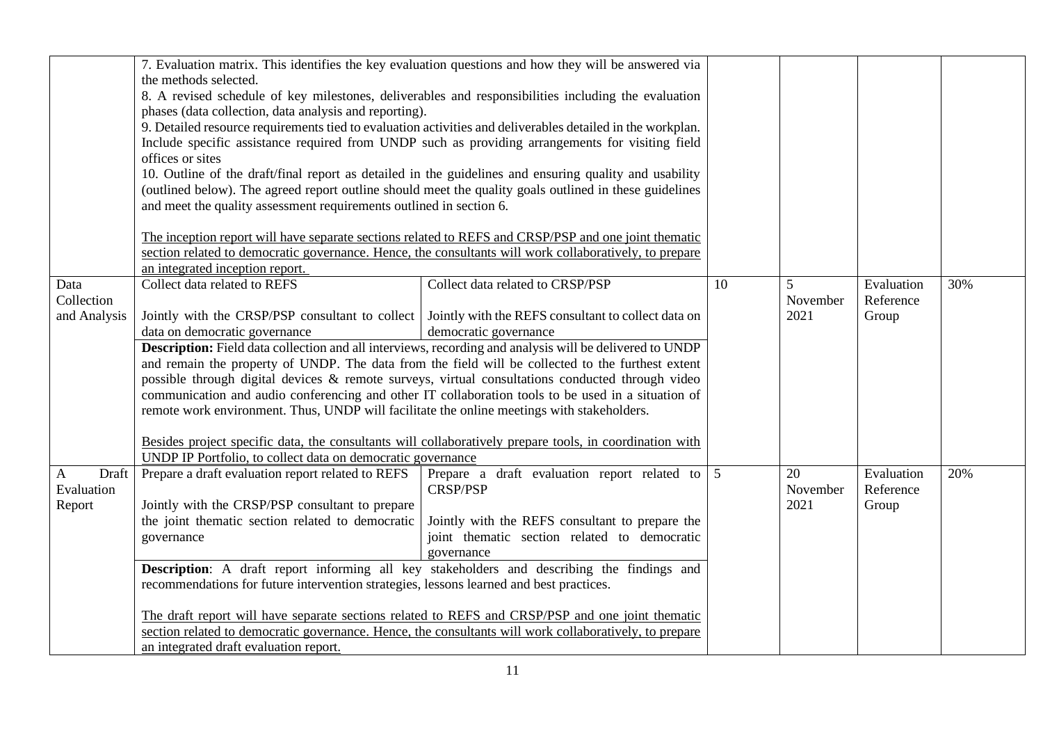| | | | | | | |
|---|---|---|---|---|---|---|
| | 7. Evaluation matrix. This identifies the key evaluation questions and how they will be answered via the methods selected.<br>8. A revised schedule of key milestones, deliverables and responsibilities including the evaluation phases (data collection, data analysis and reporting).<br>9. Detailed resource requirements tied to evaluation activities and deliverables detailed in the workplan. Include specific assistance required from UNDP such as providing arrangements for visiting field offices or sites<br>10. Outline of the draft/final report as detailed in the guidelines and ensuring quality and usability (outlined below). The agreed report outline should meet the quality goals outlined in these guidelines and meet the quality assessment requirements outlined in section 6.<br><br>The inception report will have separate sections related to REFS and CRSP/PSP and one joint thematic section related to democratic governance. Hence, the consultants will work collaboratively, to prepare an integrated inception report. | | | | | |
| Data Collection and Analysis | Collect data related to REFS<br><br>Jointly with the CRSP/PSP consultant to collect data on democratic governance | Collect data related to CRSP/PSP<br><br>Jointly with the REFS consultant to collect data on democratic governance | 10 | 5 November 2021 | Evaluation Reference Group | 30% |
| | **Description:** Field data collection and all interviews, recording and analysis will be delivered to UNDP and remain the property of UNDP. The data from the field will be collected to the furthest extent possible through digital devices & remote surveys, virtual consultations conducted through video communication and audio conferencing and other IT collaboration tools to be used in a situation of remote work environment. Thus, UNDP will facilitate the online meetings with stakeholders.<br><br>Besides project specific data, the consultants will collaboratively prepare tools, in coordination with UNDP IP Portfolio, to collect data on democratic governance | | | | | |
| A Draft Evaluation Report | Prepare a draft evaluation report related to REFS<br><br>Jointly with the CRSP/PSP consultant to prepare the joint thematic section related to democratic governance | Prepare a draft evaluation report related to CRSP/PSP<br><br>Jointly with the REFS consultant to prepare the joint thematic section related to democratic governance | 5 | 20 November 2021 | Evaluation Reference Group | 20% |
| | **Description**: A draft report informing all key stakeholders and describing the findings and recommendations for future intervention strategies, lessons learned and best practices.<br><br>The draft report will have separate sections related to REFS and CRSP/PSP and one joint thematic section related to democratic governance. Hence, the consultants will work collaboratively, to prepare an integrated draft evaluation report. | | | | | |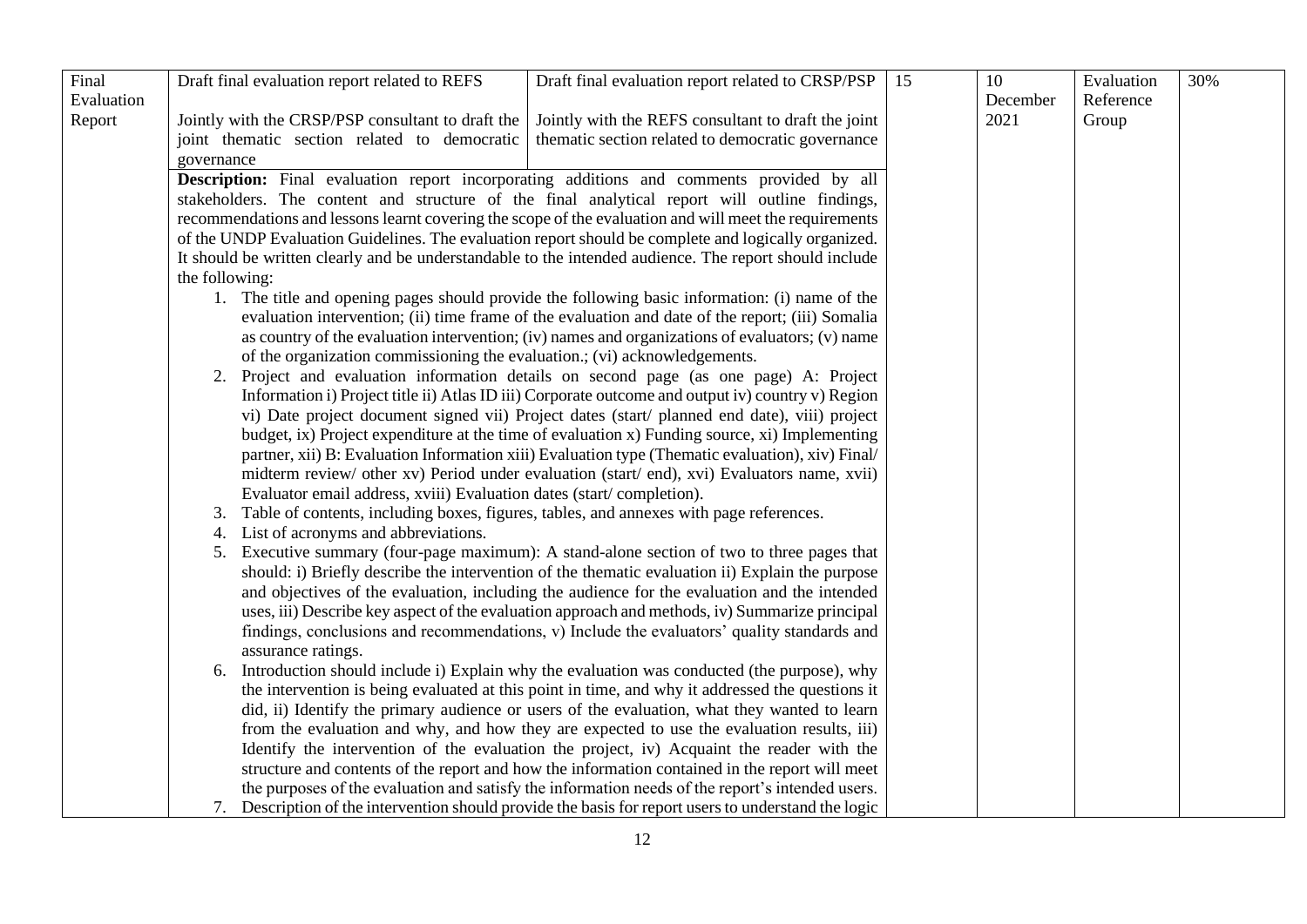| Final Evaluation Report | Draft final evaluation report related to REFS<br><br>Jointly with the CRSP/PSP consultant to draft the joint thematic section related to democratic governance | Draft final evaluation report related to CRSP/PSP<br><br>Jointly with the REFS consultant to draft the joint thematic section related to democratic governance | 15 | 10 December 2021 | Evaluation Reference Group | 30% |
|---|---|---|---|---|---|---|
| | **Description:** Final evaluation report incorporating additions and comments provided by all stakeholders. The content and structure of the final analytical report will outline findings, recommendations and lessons learnt covering the scope of the evaluation and will meet the requirements of the UNDP Evaluation Guidelines. The evaluation report should be complete and logically organized. It should be written clearly and be understandable to the intended audience. The report should include the following:<br>1. The title and opening pages should provide the following basic information: (i) name of the evaluation intervention; (ii) time frame of the evaluation and date of the report; (iii) Somalia as country of the evaluation intervention; (iv) names and organizations of evaluators; (v) name of the organization commissioning the evaluation.; (vi) acknowledgements.<br>2. Project and evaluation information details on second page (as one page) A: Project Information i) Project title ii) Atlas ID iii) Corporate outcome and output iv) country v) Region vi) Date project document signed vii) Project dates (start/ planned end date), viii) project budget, ix) Project expenditure at the time of evaluation x) Funding source, xi) Implementing partner, xii) B: Evaluation Information xiii) Evaluation type (Thematic evaluation), xiv) Final/ midterm review/ other xv) Period under evaluation (start/ end), xvi) Evaluators name, xvii) Evaluator email address, xviii) Evaluation dates (start/ completion).<br>3. Table of contents, including boxes, figures, tables, and annexes with page references.<br>4. List of acronyms and abbreviations.<br>5. Executive summary (four-page maximum): A stand-alone section of two to three pages that should: i) Briefly describe the intervention of the thematic evaluation ii) Explain the purpose and objectives of the evaluation, including the audience for the evaluation and the intended uses, iii) Describe key aspect of the evaluation approach and methods, iv) Summarize principal findings, conclusions and recommendations, v) Include the evaluators' quality standards and assurance ratings.<br>6. Introduction should include i) Explain why the evaluation was conducted (the purpose), why the intervention is being evaluated at this point in time, and why it addressed the questions it did, ii) Identify the primary audience or users of the evaluation, what they wanted to learn from the evaluation and why, and how they are expected to use the evaluation results, iii) Identify the intervention of the evaluation the project, iv) Acquaint the reader with the structure and contents of the report and how the information contained in the report will meet the purposes of the evaluation and satisfy the information needs of the report's intended users.<br>7. Description of the intervention should provide the basis for report users to understand the logic | | | | | |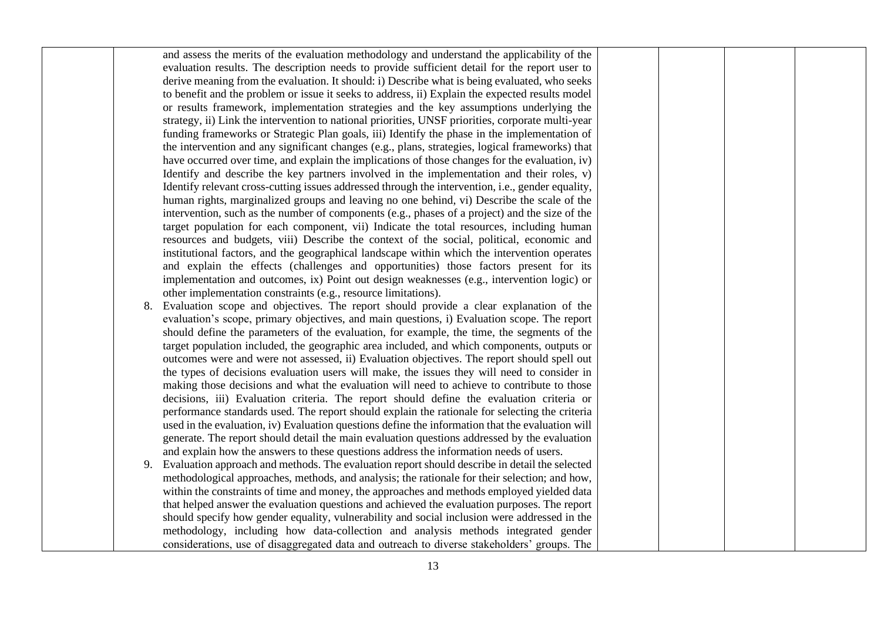| | | | | |
|---|---|---|---|---|
| | and assess the merits of the evaluation methodology and understand the applicability of the evaluation results. The description needs to provide sufficient detail for the report user to derive meaning from the evaluation. It should: i) Describe what is being evaluated, who seeks to benefit and the problem or issue it seeks to address, ii) Explain the expected results model or results framework, implementation strategies and the key assumptions underlying the strategy, ii) Link the intervention to national priorities, UNSF priorities, corporate multi-year funding frameworks or Strategic Plan goals, iii) Identify the phase in the implementation of the intervention and any significant changes (e.g., plans, strategies, logical frameworks) that have occurred over time, and explain the implications of those changes for the evaluation, iv) Identify and describe the key partners involved in the implementation and their roles, v) Identify relevant cross-cutting issues addressed through the intervention, i.e., gender equality, human rights, marginalized groups and leaving no one behind, vi) Describe the scale of the intervention, such as the number of components (e.g., phases of a project) and the size of the target population for each component, vii) Indicate the total resources, including human resources and budgets, viii) Describe the context of the social, political, economic and institutional factors, and the geographical landscape within which the intervention operates and explain the effects (challenges and opportunities) those factors present for its implementation and outcomes, ix) Point out design weaknesses (e.g., intervention logic) or other implementation constraints (e.g., resource limitations).<br>8. Evaluation scope and objectives. The report should provide a clear explanation of the evaluation's scope, primary objectives, and main questions, i) Evaluation scope. The report should define the parameters of the evaluation, for example, the time, the segments of the target population included, the geographic area included, and which components, outputs or outcomes were and were not assessed, ii) Evaluation objectives. The report should spell out the types of decisions evaluation users will make, the issues they will need to consider in making those decisions and what the evaluation will need to achieve to contribute to those decisions, iii) Evaluation criteria. The report should define the evaluation criteria or performance standards used. The report should explain the rationale for selecting the criteria used in the evaluation, iv) Evaluation questions define the information that the evaluation will generate. The report should detail the main evaluation questions addressed by the evaluation and explain how the answers to these questions address the information needs of users.<br>9. Evaluation approach and methods. The evaluation report should describe in detail the selected methodological approaches, methods, and analysis; the rationale for their selection; and how, within the constraints of time and money, the approaches and methods employed yielded data that helped answer the evaluation questions and achieved the evaluation purposes. The report should specify how gender equality, vulnerability and social inclusion were addressed in the methodology, including how data-collection and analysis methods integrated gender considerations, use of disaggregated data and outreach to diverse stakeholders' groups. The | | | |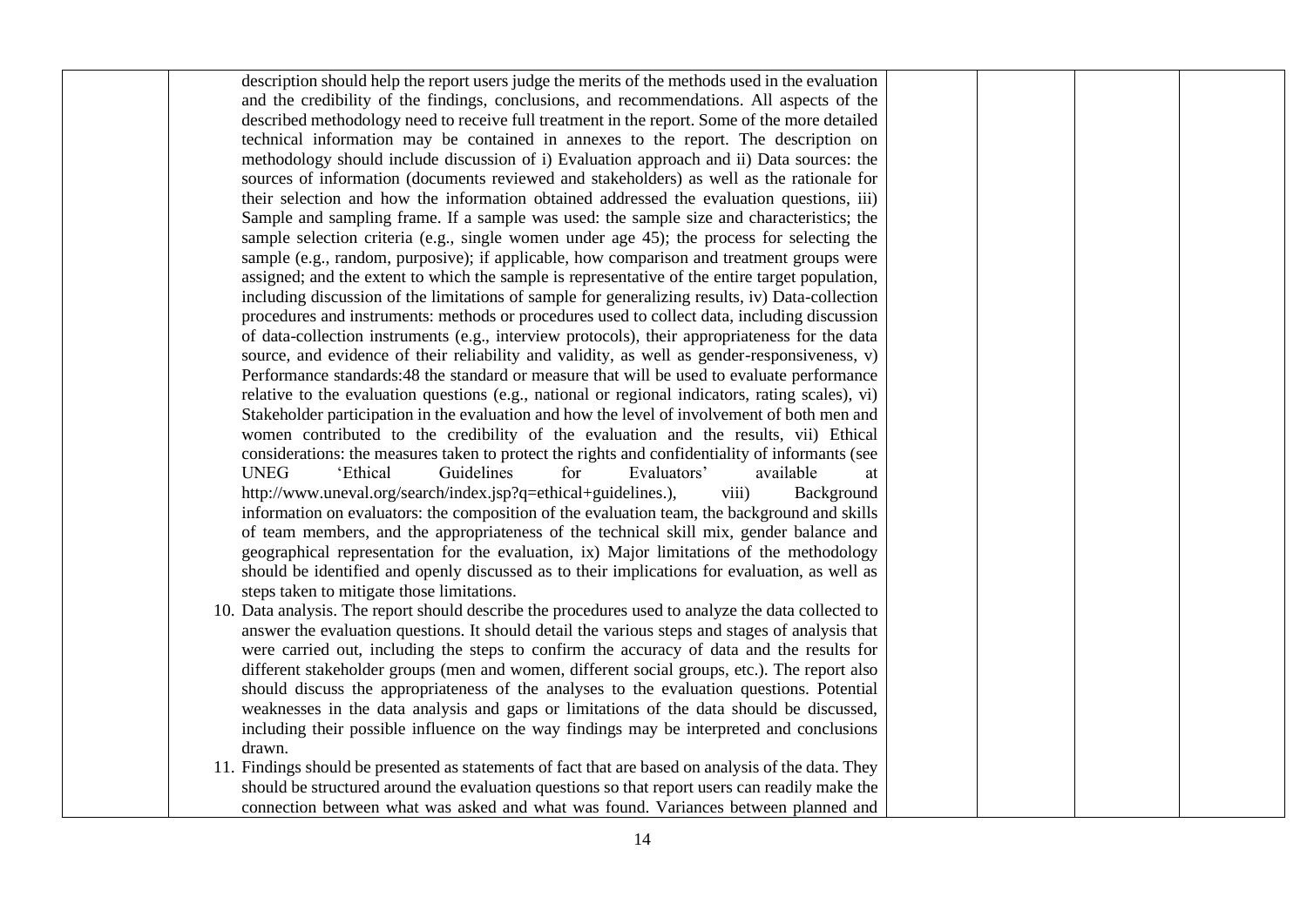| | | | | | |
|---|---|---|---|---|---|
| | description should help the report users judge the merits of the methods used in the evaluation and the credibility of the findings, conclusions, and recommendations. All aspects of the described methodology need to receive full treatment in the report. Some of the more detailed technical information may be contained in annexes to the report. The description on methodology should include discussion of i) Evaluation approach and ii) Data sources: the sources of information (documents reviewed and stakeholders) as well as the rationale for their selection and how the information obtained addressed the evaluation questions, iii) Sample and sampling frame. If a sample was used: the sample size and characteristics; the sample selection criteria (e.g., single women under age 45); the process for selecting the sample (e.g., random, purposive); if applicable, how comparison and treatment groups were assigned; and the extent to which the sample is representative of the entire target population, including discussion of the limitations of sample for generalizing results, iv) Data-collection procedures and instruments: methods or procedures used to collect data, including discussion of data-collection instruments (e.g., interview protocols), their appropriateness for the data source, and evidence of their reliability and validity, as well as gender-responsiveness, v) Performance standards:48 the standard or measure that will be used to evaluate performance relative to the evaluation questions (e.g., national or regional indicators, rating scales), vi) Stakeholder participation in the evaluation and how the level of involvement of both men and women contributed to the credibility of the evaluation and the results, vii) Ethical considerations: the measures taken to protect the rights and confidentiality of informants (see UNEG 'Ethical Guidelines for Evaluators' available at http://www.uneval.org/search/index.jsp?q=ethical+guidelines.), viii) Background information on evaluators: the composition of the evaluation team, the background and skills of team members, and the appropriateness of the technical skill mix, gender balance and geographical representation for the evaluation, ix) Major limitations of the methodology should be identified and openly discussed as to their implications for evaluation, as well as steps taken to mitigate those limitations.<br>10. Data analysis. The report should describe the procedures used to analyze the data collected to answer the evaluation questions. It should detail the various steps and stages of analysis that were carried out, including the steps to confirm the accuracy of data and the results for different stakeholder groups (men and women, different social groups, etc.). The report also should discuss the appropriateness of the analyses to the evaluation questions. Potential weaknesses in the data analysis and gaps or limitations of the data should be discussed, including their possible influence on the way findings may be interpreted and conclusions drawn.<br>11. Findings should be presented as statements of fact that are based on analysis of the data. They should be structured around the evaluation questions so that report users can readily make the connection between what was asked and what was found. Variances between planned and | | | | |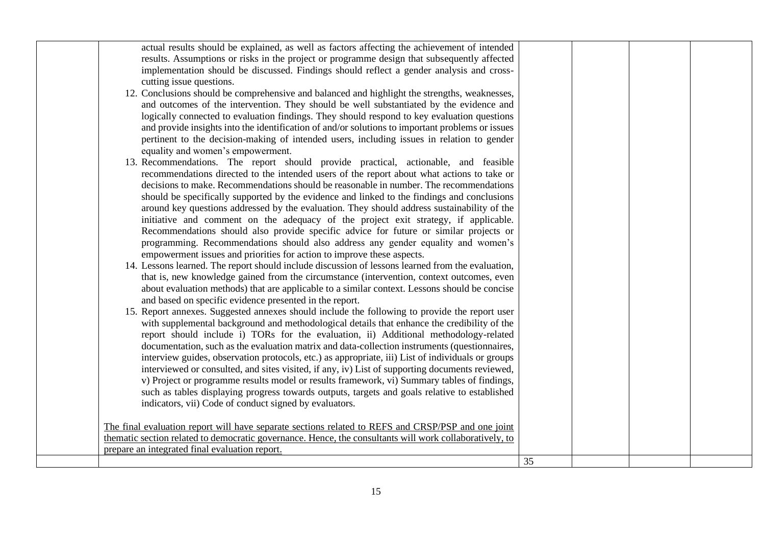| | | | | | |
|---|---|---|---|---|---|
| | actual results should be explained, as well as factors affecting the achievement of intended results. Assumptions or risks in the project or programme design that subsequently affected implementation should be discussed. Findings should reflect a gender analysis and cross-cutting issue questions.<br>12. Conclusions should be comprehensive and balanced and highlight the strengths, weaknesses, and outcomes of the intervention. They should be well substantiated by the evidence and logically connected to evaluation findings. They should respond to key evaluation questions and provide insights into the identification of and/or solutions to important problems or issues pertinent to the decision-making of intended users, including issues in relation to gender equality and women's empowerment.<br>13. Recommendations. The report should provide practical, actionable, and feasible recommendations directed to the intended users of the report about what actions to take or decisions to make. Recommendations should be reasonable in number. The recommendations should be specifically supported by the evidence and linked to the findings and conclusions around key questions addressed by the evaluation. They should address sustainability of the initiative and comment on the adequacy of the project exit strategy, if applicable. Recommendations should also provide specific advice for future or similar projects or programming. Recommendations should also address any gender equality and women's empowerment issues and priorities for action to improve these aspects.<br>14. Lessons learned. The report should include discussion of lessons learned from the evaluation, that is, new knowledge gained from the circumstance (intervention, context outcomes, even about evaluation methods) that are applicable to a similar context. Lessons should be concise and based on specific evidence presented in the report.<br>15. Report annexes. Suggested annexes should include the following to provide the report user with supplemental background and methodological details that enhance the credibility of the report should include i) TORs for the evaluation, ii) Additional methodology-related documentation, such as the evaluation matrix and data-collection instruments (questionnaires, interview guides, observation protocols, etc.) as appropriate, iii) List of individuals or groups interviewed or consulted, and sites visited, if any, iv) List of supporting documents reviewed, v) Project or programme results model or results framework, vi) Summary tables of findings, such as tables displaying progress towards outputs, targets and goals relative to established indicators, vii) Code of conduct signed by evaluators.<br><br><u>The final evaluation report will have separate sections related to REFS and CRSP/PSP and one joint thematic section related to democratic governance. Hence, the consultants will work collaboratively, to prepare an integrated final evaluation report.</u> | | | | |
| | | 35 | | | |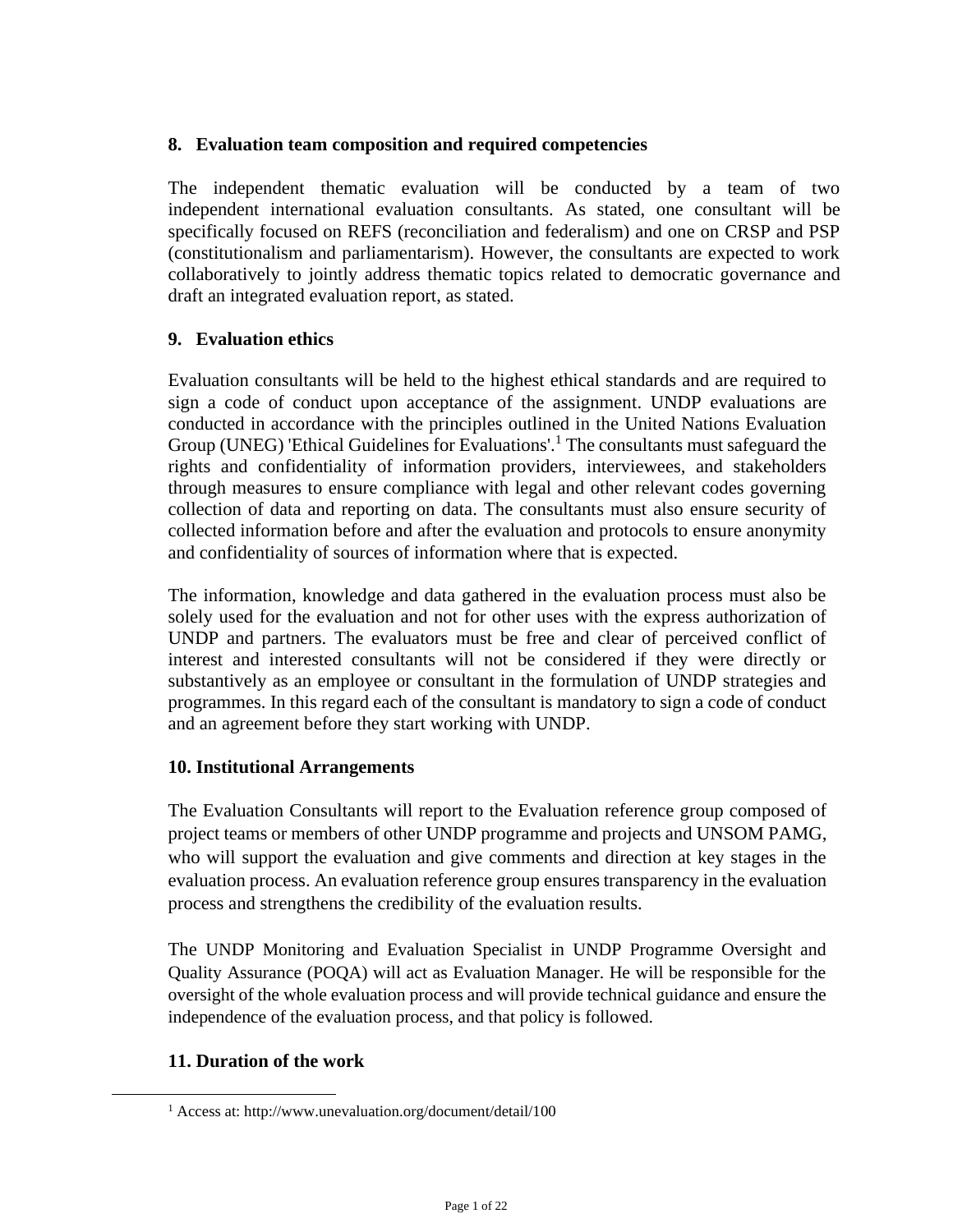## 8. Evaluation team composition and required competencies

The independent thematic evaluation will be conducted by a team of two independent international evaluation consultants. As stated, one consultant will be specifically focused on REFS (reconciliation and federalism) and one on CRSP and PSP (constitutionalism and parliamentarism). However, the consultants are expected to work collaboratively to jointly address thematic topics related to democratic governance and draft an integrated evaluation report, as stated.

## 9. Evaluation ethics

Evaluation consultants will be held to the highest ethical standards and are required to sign a code of conduct upon acceptance of the assignment. UNDP evaluations are conducted in accordance with the principles outlined in the United Nations Evaluation Group (UNEG) 'Ethical Guidelines for Evaluations'.[1] The consultants must safeguard the rights and confidentiality of information providers, interviewees, and stakeholders through measures to ensure compliance with legal and other relevant codes governing collection of data and reporting on data. The consultants must also ensure security of collected information before and after the evaluation and protocols to ensure anonymity and confidentiality of sources of information where that is expected.

The information, knowledge and data gathered in the evaluation process must also be solely used for the evaluation and not for other uses with the express authorization of UNDP and partners. The evaluators must be free and clear of perceived conflict of interest and interested consultants will not be considered if they were directly or substantively as an employee or consultant in the formulation of UNDP strategies and programmes. In this regard each of the consultant is mandatory to sign a code of conduct and an agreement before they start working with UNDP.

## 10. Institutional Arrangements

The Evaluation Consultants will report to the Evaluation reference group composed of project teams or members of other UNDP programme and projects and UNSOM PAMG, who will support the evaluation and give comments and direction at key stages in the evaluation process. An evaluation reference group ensures transparency in the evaluation process and strengthens the credibility of the evaluation results.

The UNDP Monitoring and Evaluation Specialist in UNDP Programme Oversight and Quality Assurance (POQA) will act as Evaluation Manager. He will be responsible for the oversight of the whole evaluation process and will provide technical guidance and ensure the independence of the evaluation process, and that policy is followed.

## 11. Duration of the work

[1] Access at: http://www.unevaluation.org/document/detail/100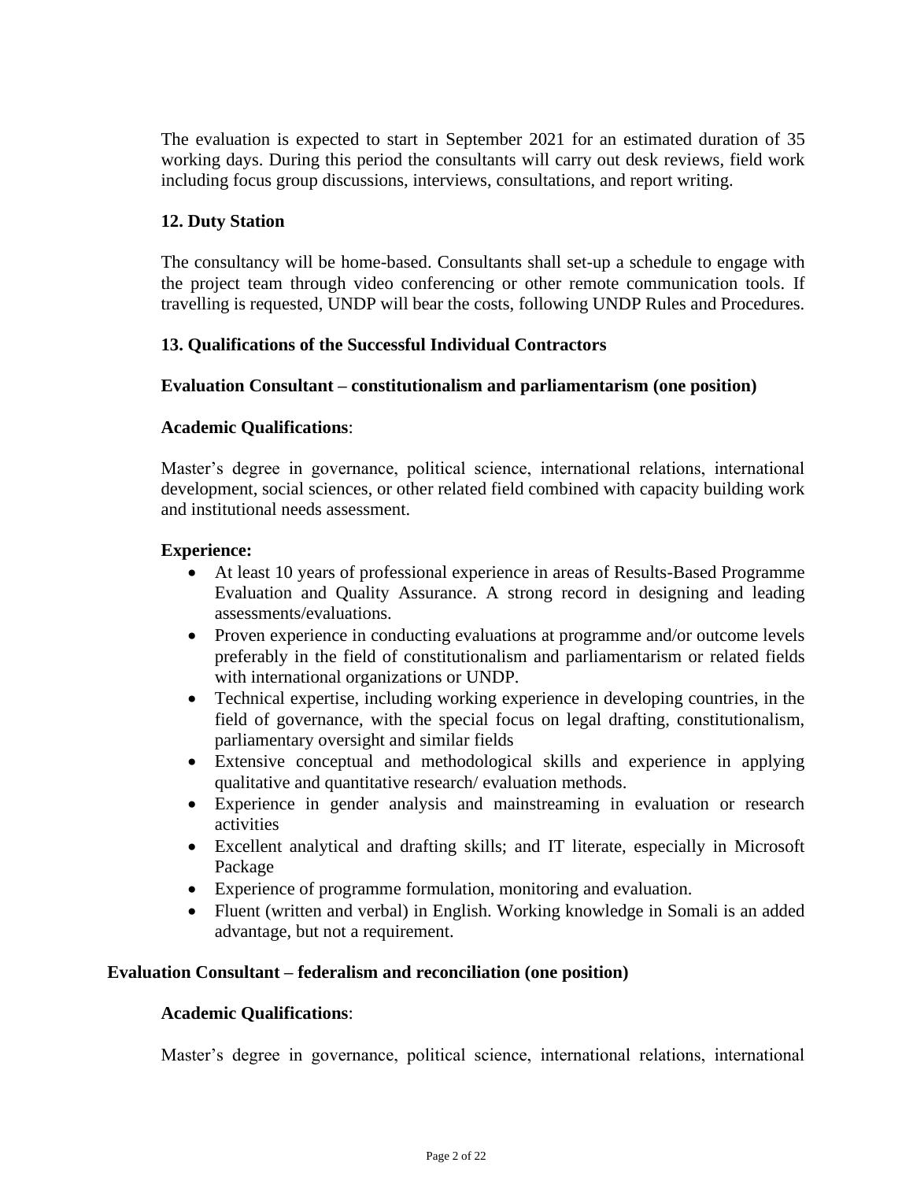The evaluation is expected to start in September 2021 for an estimated duration of 35 working days. During this period the consultants will carry out desk reviews, field work including focus group discussions, interviews, consultations, and report writing.

## 12. Duty Station

The consultancy will be home-based. Consultants shall set-up a schedule to engage with the project team through video conferencing or other remote communication tools. If travelling is requested, UNDP will bear the costs, following UNDP Rules and Procedures.

## 13. Qualifications of the Successful Individual Contractors

### Evaluation Consultant – constitutionalism and parliamentarism (one position)

**Academic Qualifications**:

Master's degree in governance, political science, international relations, international development, social sciences, or other related field combined with capacity building work and institutional needs assessment.

**Experience:**

- At least 10 years of professional experience in areas of Results-Based Programme Evaluation and Quality Assurance. A strong record in designing and leading assessments/evaluations.
- Proven experience in conducting evaluations at programme and/or outcome levels preferably in the field of constitutionalism and parliamentarism or related fields with international organizations or UNDP.
- Technical expertise, including working experience in developing countries, in the field of governance, with the special focus on legal drafting, constitutionalism, parliamentary oversight and similar fields
- Extensive conceptual and methodological skills and experience in applying qualitative and quantitative research/ evaluation methods.
- Experience in gender analysis and mainstreaming in evaluation or research activities
- Excellent analytical and drafting skills; and IT literate, especially in Microsoft Package
- Experience of programme formulation, monitoring and evaluation.
- Fluent (written and verbal) in English. Working knowledge in Somali is an added advantage, but not a requirement.

### Evaluation Consultant – federalism and reconciliation (one position)

**Academic Qualifications**:

Master's degree in governance, political science, international relations, international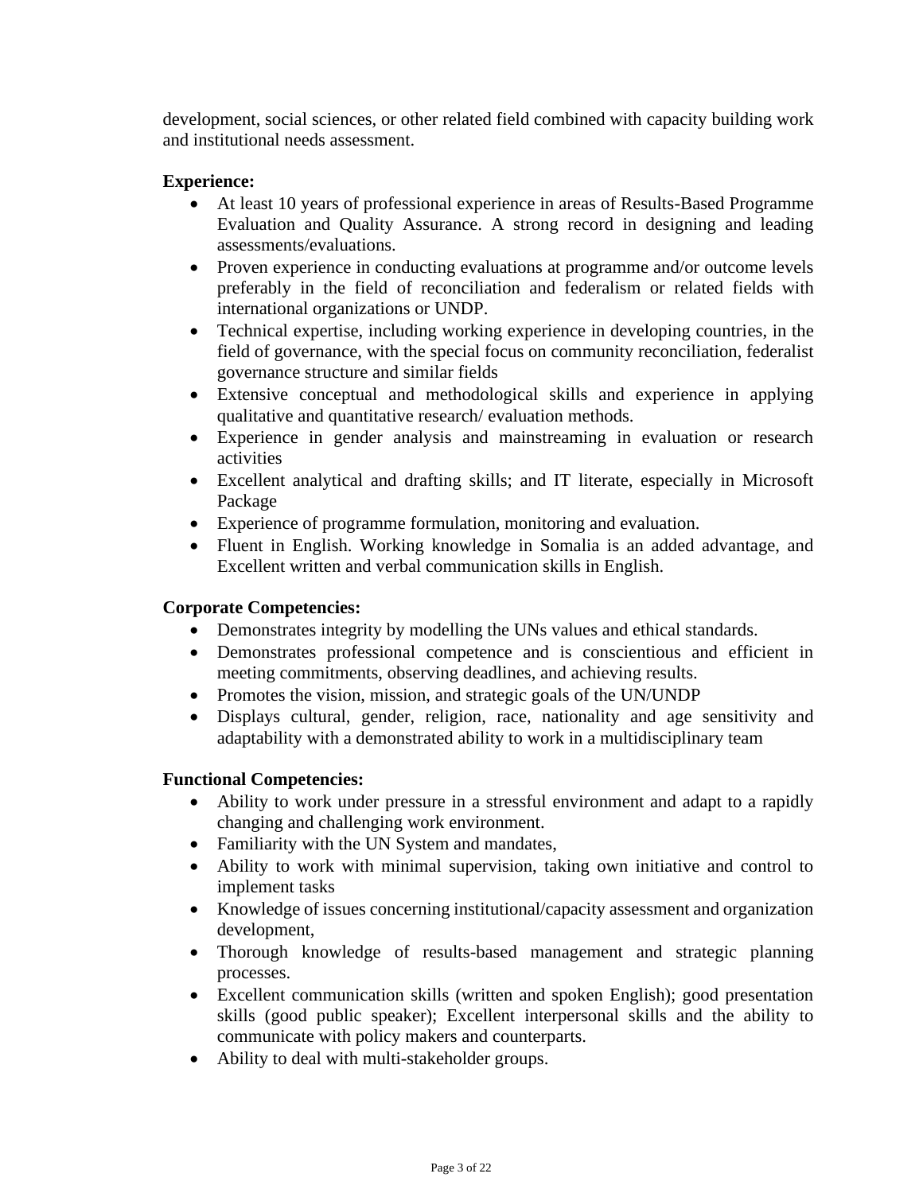development, social sciences, or other related field combined with capacity building work and institutional needs assessment.

**Experience:**

- At least 10 years of professional experience in areas of Results-Based Programme Evaluation and Quality Assurance. A strong record in designing and leading assessments/evaluations.
- Proven experience in conducting evaluations at programme and/or outcome levels preferably in the field of reconciliation and federalism or related fields with international organizations or UNDP.
- Technical expertise, including working experience in developing countries, in the field of governance, with the special focus on community reconciliation, federalist governance structure and similar fields
- Extensive conceptual and methodological skills and experience in applying qualitative and quantitative research/ evaluation methods.
- Experience in gender analysis and mainstreaming in evaluation or research activities
- Excellent analytical and drafting skills; and IT literate, especially in Microsoft Package
- Experience of programme formulation, monitoring and evaluation.
- Fluent in English. Working knowledge in Somalia is an added advantage, and Excellent written and verbal communication skills in English.

**Corporate Competencies:**

- Demonstrates integrity by modelling the UNs values and ethical standards.
- Demonstrates professional competence and is conscientious and efficient in meeting commitments, observing deadlines, and achieving results.
- Promotes the vision, mission, and strategic goals of the UN/UNDP
- Displays cultural, gender, religion, race, nationality and age sensitivity and adaptability with a demonstrated ability to work in a multidisciplinary team

**Functional Competencies:**

- Ability to work under pressure in a stressful environment and adapt to a rapidly changing and challenging work environment.
- Familiarity with the UN System and mandates,
- Ability to work with minimal supervision, taking own initiative and control to implement tasks
- Knowledge of issues concerning institutional/capacity assessment and organization development,
- Thorough knowledge of results-based management and strategic planning processes.
- Excellent communication skills (written and spoken English); good presentation skills (good public speaker); Excellent interpersonal skills and the ability to communicate with policy makers and counterparts.
- Ability to deal with multi-stakeholder groups.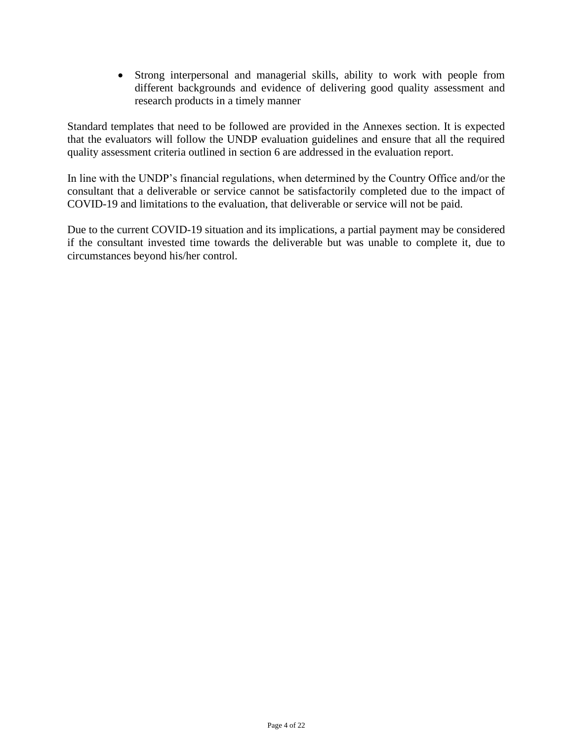- Strong interpersonal and managerial skills, ability to work with people from different backgrounds and evidence of delivering good quality assessment and research products in a timely manner

Standard templates that need to be followed are provided in the Annexes section. It is expected that the evaluators will follow the UNDP evaluation guidelines and ensure that all the required quality assessment criteria outlined in section 6 are addressed in the evaluation report.

In line with the UNDP's financial regulations, when determined by the Country Office and/or the consultant that a deliverable or service cannot be satisfactorily completed due to the impact of COVID-19 and limitations to the evaluation, that deliverable or service will not be paid.

Due to the current COVID-19 situation and its implications, a partial payment may be considered if the consultant invested time towards the deliverable but was unable to complete it, due to circumstances beyond his/her control.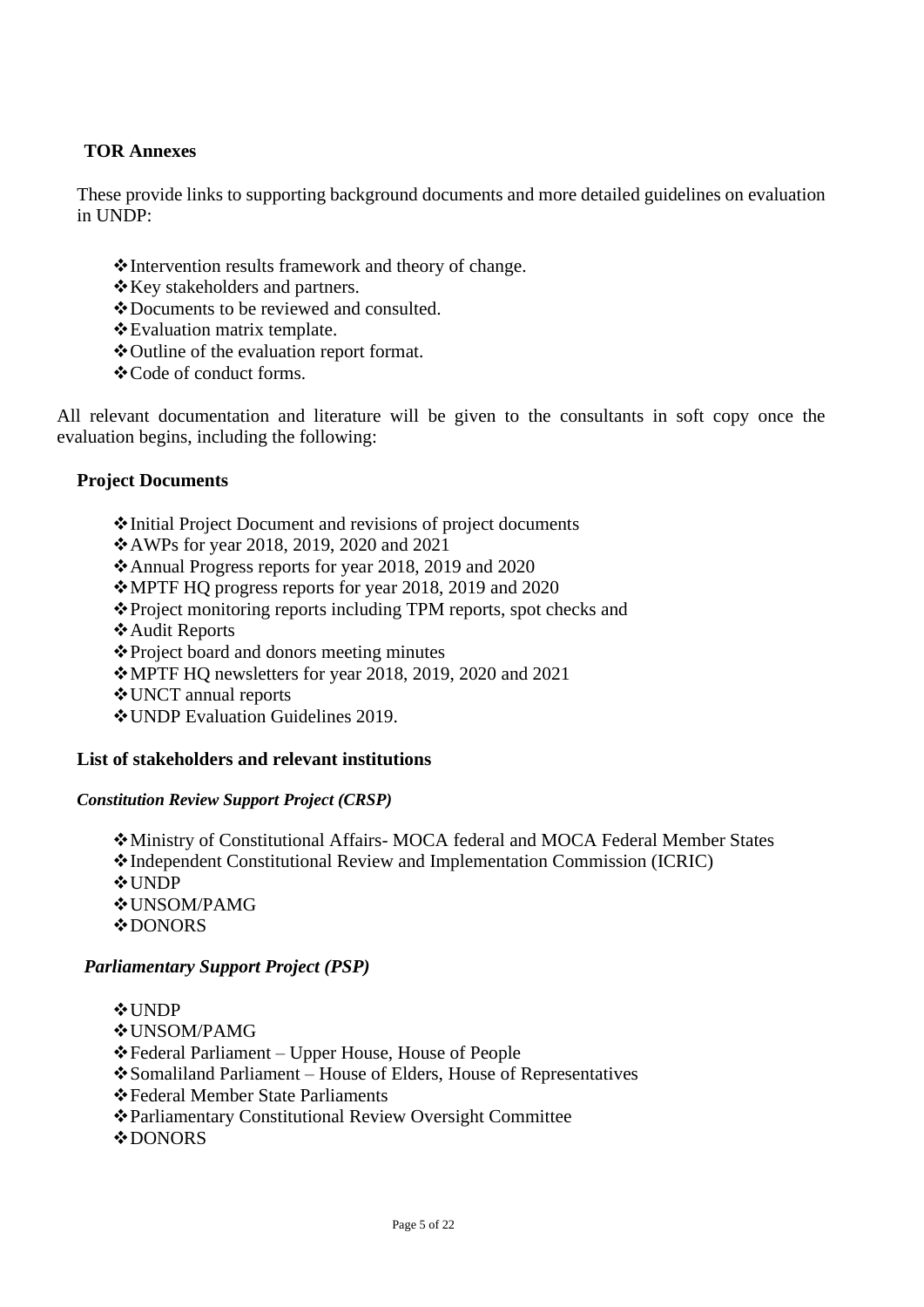**TOR Annexes**

These provide links to supporting background documents and more detailed guidelines on evaluation in UNDP:

- Intervention results framework and theory of change.
- Key stakeholders and partners.
- Documents to be reviewed and consulted.
- Evaluation matrix template.
- Outline of the evaluation report format.
- Code of conduct forms.

All relevant documentation and literature will be given to the consultants in soft copy once the evaluation begins, including the following:

**Project Documents**

- Initial Project Document and revisions of project documents
- AWPs for year 2018, 2019, 2020 and 2021
- Annual Progress reports for year 2018, 2019 and 2020
- MPTF HQ progress reports for year 2018, 2019 and 2020
- Project monitoring reports including TPM reports, spot checks and
- Audit Reports
- Project board and donors meeting minutes
- MPTF HQ newsletters for year 2018, 2019, 2020 and 2021
- UNCT annual reports
- UNDP Evaluation Guidelines 2019.

**List of stakeholders and relevant institutions**

***Constitution Review Support Project (CRSP)***

- Ministry of Constitutional Affairs- MOCA federal and MOCA Federal Member States
- Independent Constitutional Review and Implementation Commission (ICRIC)
- UNDP
- UNSOM/PAMG
- DONORS

***Parliamentary Support Project (PSP)***

- UNDP
- UNSOM/PAMG
- Federal Parliament – Upper House, House of People
- Somaliland Parliament – House of Elders, House of Representatives
- Federal Member State Parliaments
- Parliamentary Constitutional Review Oversight Committee
- DONORS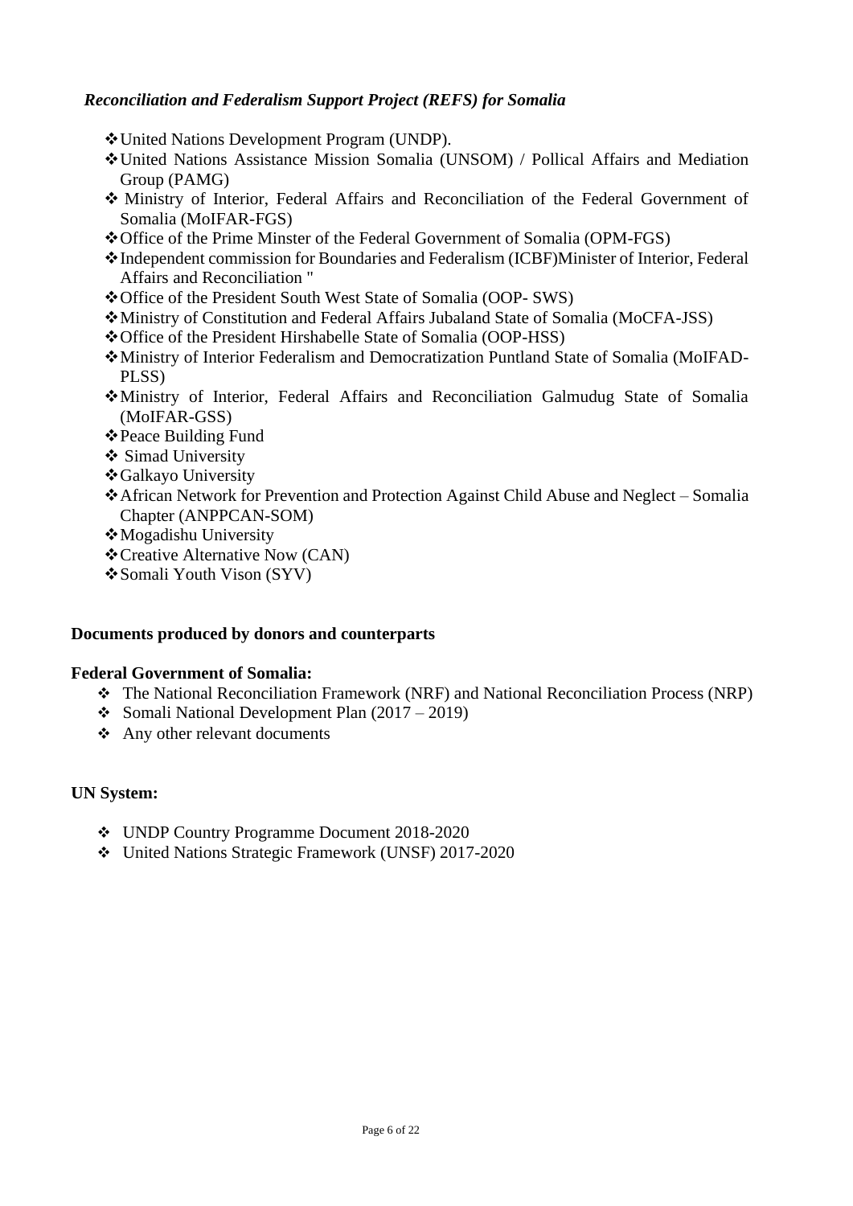*Reconciliation and Federalism Support Project (REFS) for Somalia*

- United Nations Development Program (UNDP).
- United Nations Assistance Mission Somalia (UNSOM) / Pollical Affairs and Mediation Group (PAMG)
- Ministry of Interior, Federal Affairs and Reconciliation of the Federal Government of Somalia (MoIFAR-FGS)
- Office of the Prime Minster of the Federal Government of Somalia (OPM-FGS)
- Independent commission for Boundaries and Federalism (ICBF)Minister of Interior, Federal Affairs and Reconciliation "
- Office of the President South West State of Somalia (OOP- SWS)
- Ministry of Constitution and Federal Affairs Jubaland State of Somalia (MoCFA-JSS)
- Office of the President Hirshabelle State of Somalia (OOP-HSS)
- Ministry of Interior Federalism and Democratization Puntland State of Somalia (MoIFAD-PLSS)
- Ministry of Interior, Federal Affairs and Reconciliation Galmudug State of Somalia (MoIFAR-GSS)
- Peace Building Fund
- Simad University
- Galkayo University
- African Network for Prevention and Protection Against Child Abuse and Neglect – Somalia Chapter (ANPPCAN-SOM)
- Mogadishu University
- Creative Alternative Now (CAN)
- Somali Youth Vison (SYV)

**Documents produced by donors and counterparts**

**Federal Government of Somalia:**

- The National Reconciliation Framework (NRF) and National Reconciliation Process (NRP)
- Somali National Development Plan (2017 – 2019)
- Any other relevant documents

**UN System:**

- UNDP Country Programme Document 2018-2020
- United Nations Strategic Framework (UNSF) 2017-2020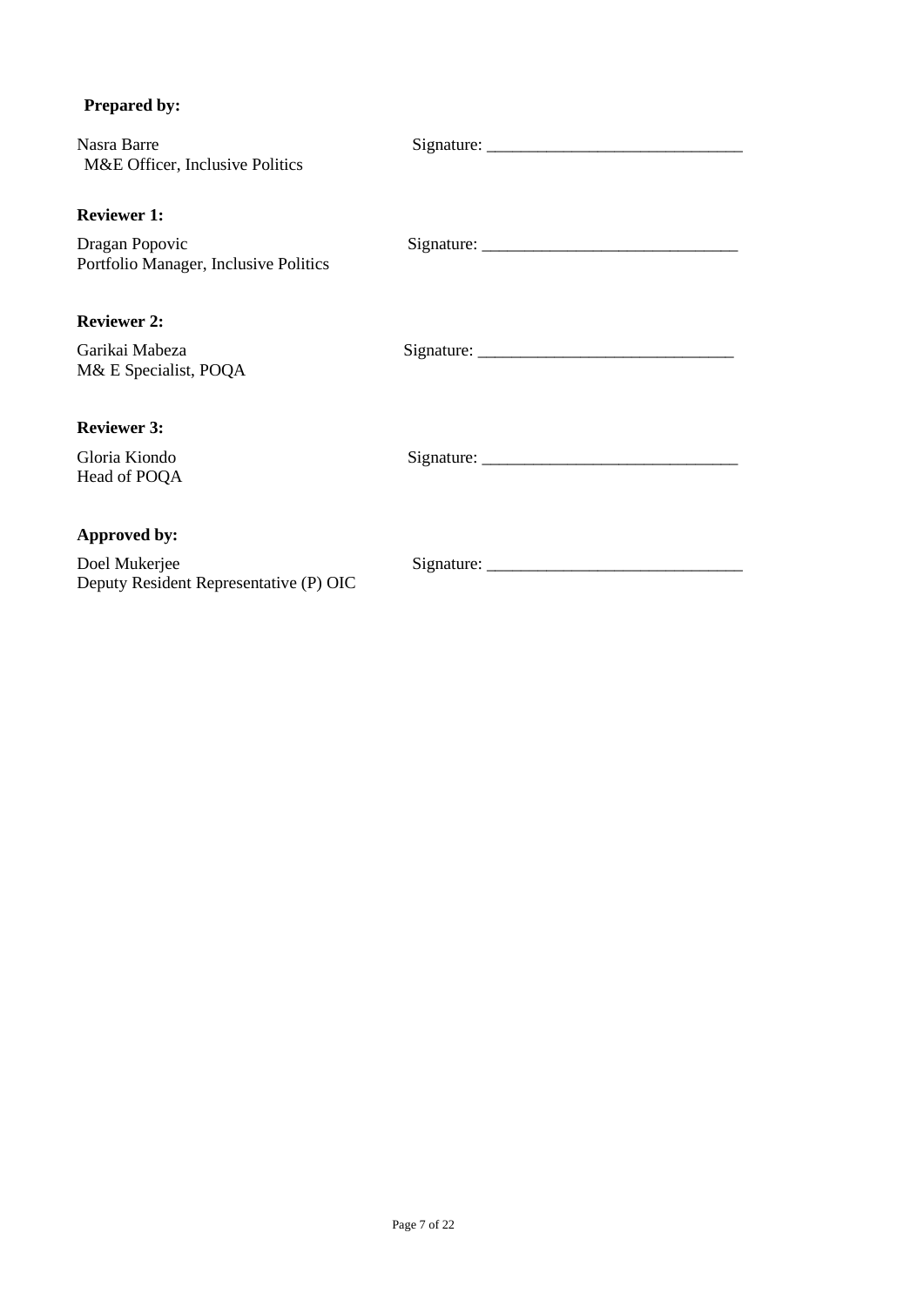**Prepared by:**

Nasra Barre
M&E Officer, Inclusive Politics

Signature: ______________________________

**Reviewer 1:**

Dragan Popovic
Portfolio Manager, Inclusive Politics

Signature: ______________________________

**Reviewer 2:**

Garikai Mabeza
M& E Specialist, POQA

Signature: ______________________________

**Reviewer 3:**

Gloria Kiondo
Head of POQA

Signature: ______________________________

**Approved by:**

Doel Mukerjee
Deputy Resident Representative (P) OIC

Signature: ______________________________